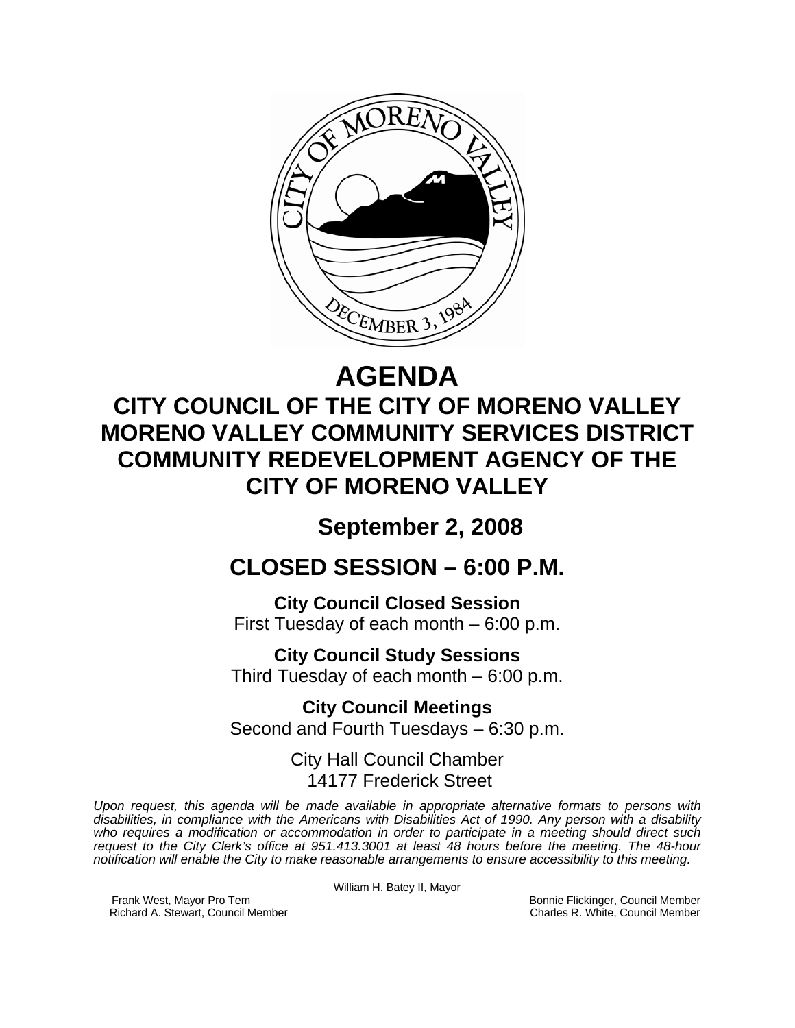# AGENDA

## CITY COUNCIL OF THE CITY OF MORENO VALLEY
## MORENO VALLEY COMMUNITY SERVICES DISTRICT
## COMMUNITY REDEVELOPMENT AGENCY OF THE CITY OF MORENO VALLEY

## September 2, 2008

## CLOSED SESSION – 6:00 P.M.

**City Council Closed Session**
First Tuesday of each month – 6:00 p.m.

**City Council Study Sessions**
Third Tuesday of each month – 6:00 p.m.

**City Council Meetings**
Second and Fourth Tuesdays – 6:30 p.m.

City Hall Council Chamber
14177 Frederick Street

*Upon request, this agenda will be made available in appropriate alternative formats to persons with disabilities, in compliance with the Americans with Disabilities Act of 1990. Any person with a disability who requires a modification or accommodation in order to participate in a meeting should direct such request to the City Clerk's office at 951.413.3001 at least 48 hours before the meeting. The 48-hour notification will enable the City to make reasonable arrangements to ensure accessibility to this meeting.*

William H. Batey II, Mayor

Frank West, Mayor Pro Tem
Richard A. Stewart, Council Member
Bonnie Flickinger, Council Member
Charles R. White, Council Member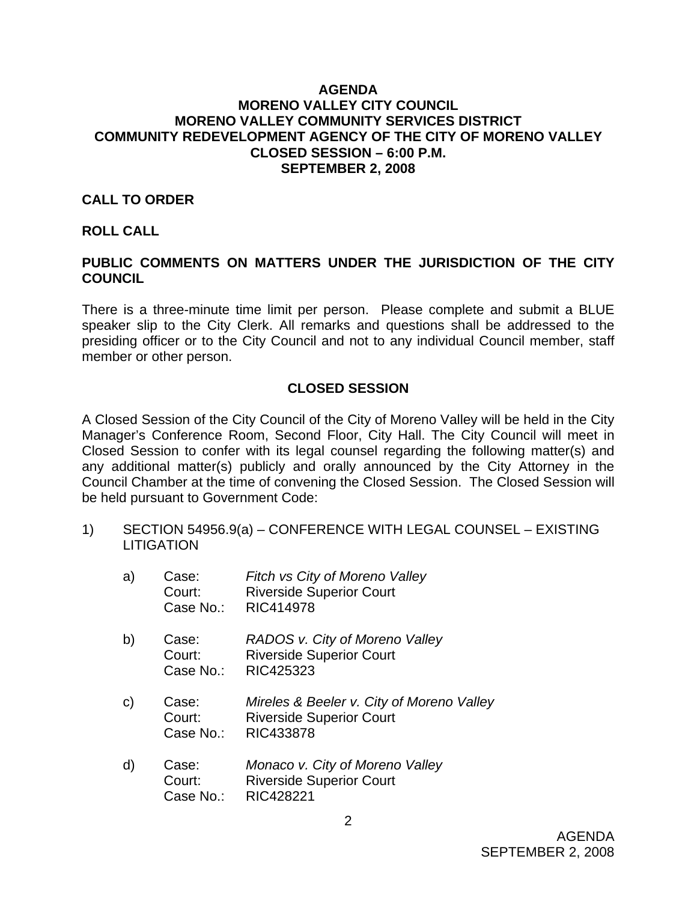**AGENDA**
**MORENO VALLEY CITY COUNCIL**
**MORENO VALLEY COMMUNITY SERVICES DISTRICT**
**COMMUNITY REDEVELOPMENT AGENCY OF THE CITY OF MORENO VALLEY**
**CLOSED SESSION – 6:00 P.M.**
**SEPTEMBER 2, 2008**

**CALL TO ORDER**

**ROLL CALL**

**PUBLIC COMMENTS ON MATTERS UNDER THE JURISDICTION OF THE CITY COUNCIL**

There is a three-minute time limit per person. Please complete and submit a BLUE speaker slip to the City Clerk. All remarks and questions shall be addressed to the presiding officer or to the City Council and not to any individual Council member, staff member or other person.

**CLOSED SESSION**

A Closed Session of the City Council of the City of Moreno Valley will be held in the City Manager's Conference Room, Second Floor, City Hall. The City Council will meet in Closed Session to confer with its legal counsel regarding the following matter(s) and any additional matter(s) publicly and orally announced by the City Attorney in the Council Chamber at the time of convening the Closed Session. The Closed Session will be held pursuant to Government Code:

1) SECTION 54956.9(a) – CONFERENCE WITH LEGAL COUNSEL – EXISTING LITIGATION

   a) Case: *Fitch vs City of Moreno Valley*
      Court: Riverside Superior Court
      Case No.: RIC414978

   b) Case: *RADOS v. City of Moreno Valley*
      Court: Riverside Superior Court
      Case No.: RIC425323

   c) Case: *Mireles & Beeler v. City of Moreno Valley*
      Court: Riverside Superior Court
      Case No.: RIC433878

   d) Case: *Monaco v. City of Moreno Valley*
      Court: Riverside Superior Court
      Case No.: RIC428221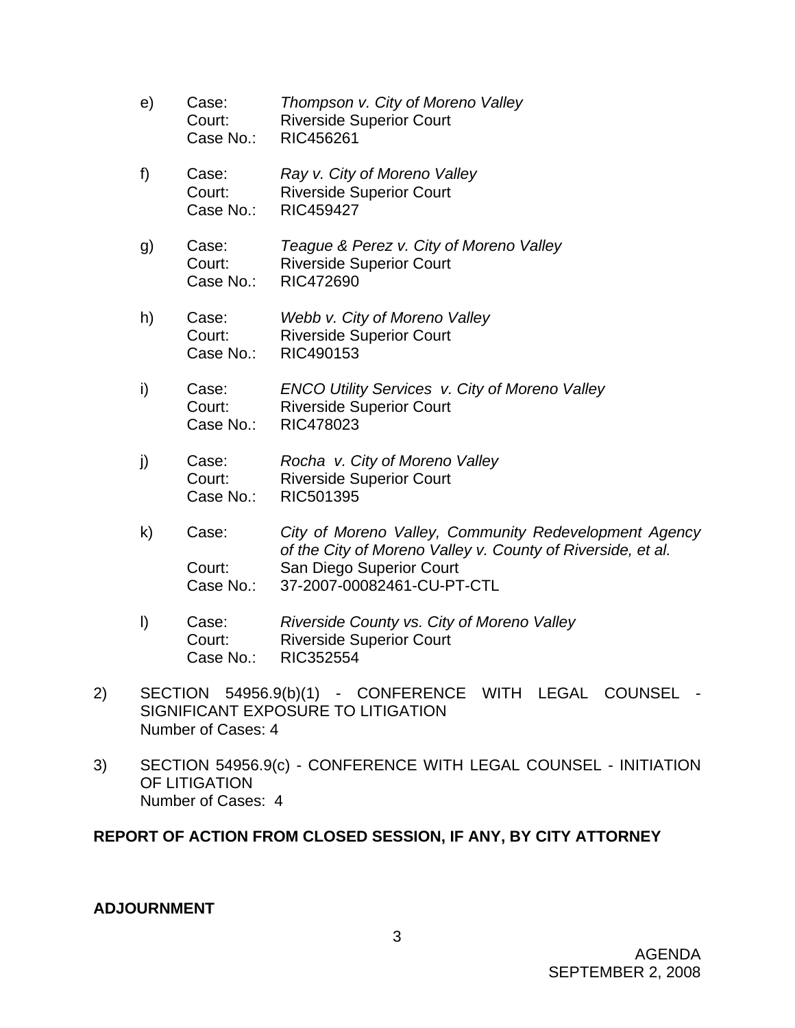e) Case: *Thompson v. City of Moreno Valley*
   Court: Riverside Superior Court
   Case No.: RIC456261

f) Case: *Ray v. City of Moreno Valley*
   Court: Riverside Superior Court
   Case No.: RIC459427

g) Case: *Teague & Perez v. City of Moreno Valley*
   Court: Riverside Superior Court
   Case No.: RIC472690

h) Case: *Webb v. City of Moreno Valley*
   Court: Riverside Superior Court
   Case No.: RIC490153

i) Case: *ENCO Utility Services v. City of Moreno Valley*
   Court: Riverside Superior Court
   Case No.: RIC478023

j) Case: *Rocha v. City of Moreno Valley*
   Court: Riverside Superior Court
   Case No.: RIC501395

k) Case: *City of Moreno Valley, Community Redevelopment Agency of the City of Moreno Valley v. County of Riverside, et al.*
   Court: San Diego Superior Court
   Case No.: 37-2007-00082461-CU-PT-CTL

l) Case: *Riverside County vs. City of Moreno Valley*
   Court: Riverside Superior Court
   Case No.: RIC352554

2) SECTION 54956.9(b)(1) - CONFERENCE WITH LEGAL COUNSEL - SIGNIFICANT EXPOSURE TO LITIGATION
   Number of Cases: 4

3) SECTION 54956.9(c) - CONFERENCE WITH LEGAL COUNSEL - INITIATION OF LITIGATION
   Number of Cases: 4

**REPORT OF ACTION FROM CLOSED SESSION, IF ANY, BY CITY ATTORNEY**

**ADJOURNMENT**